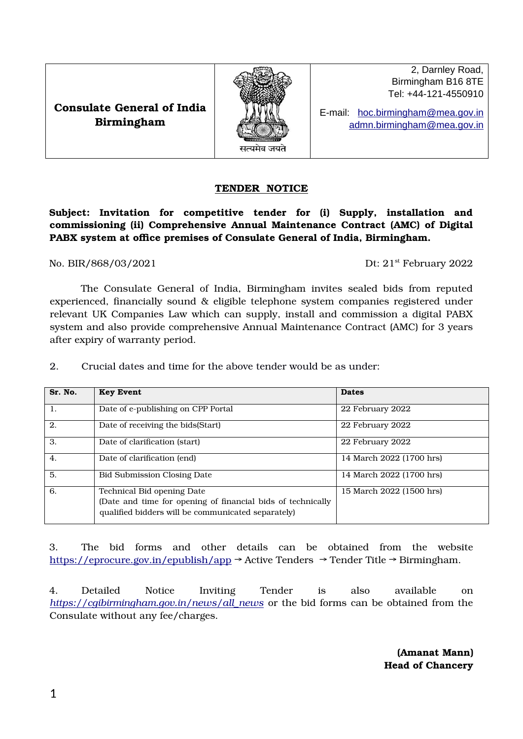| Consulate General of India Birmingham | सत्यमेव जयते | 2, Darnley Road, Birmingham B16 8TE Tel: +44-121-4550910 E-mail: hoc.birmingham@mea.gov.in admn.birmingham@mea.gov.in |
|---|---|---|

## TENDER NOTICE

**Subject: Invitation for competitive tender for (i) Supply, installation and commissioning (ii) Comprehensive Annual Maintenance Contract (AMC) of Digital PABX system at office premises of Consulate General of India, Birmingham.**

No. BIR/868/03/2021 Dt: 21st February 2022

The Consulate General of India, Birmingham invites sealed bids from reputed experienced, financially sound & eligible telephone system companies registered under relevant UK Companies Law which can supply, install and commission a digital PABX system and also provide comprehensive Annual Maintenance Contract (AMC) for 3 years after expiry of warranty period.

2. Crucial dates and time for the above tender would be as under:

| Sr. No. | Key Event | Dates |
|---|---|---|
| 1. | Date of e-publishing on CPP Portal | 22 February 2022 |
| 2. | Date of receiving the bids(Start) | 22 February 2022 |
| 3. | Date of clarification (start) | 22 February 2022 |
| 4. | Date of clarification (end) | 14 March 2022 (1700 hrs) |
| 5. | Bid Submission Closing Date | 14 March 2022 (1700 hrs) |
| 6. | Technical Bid opening Date (Date and time for opening of financial bids of technically qualified bidders will be communicated separately) | 15 March 2022 (1500 hrs) |

3. The bid forms and other details can be obtained from the website https://eprocure.gov.in/epublish/app → Active Tenders → Tender Title → Birmingham.

4. Detailed Notice Inviting Tender is also available on *https://cgibirmingham.gov.in/news/all_news* or the bid forms can be obtained from the Consulate without any fee/charges.

**(Amanat Mann)**
**Head of Chancery**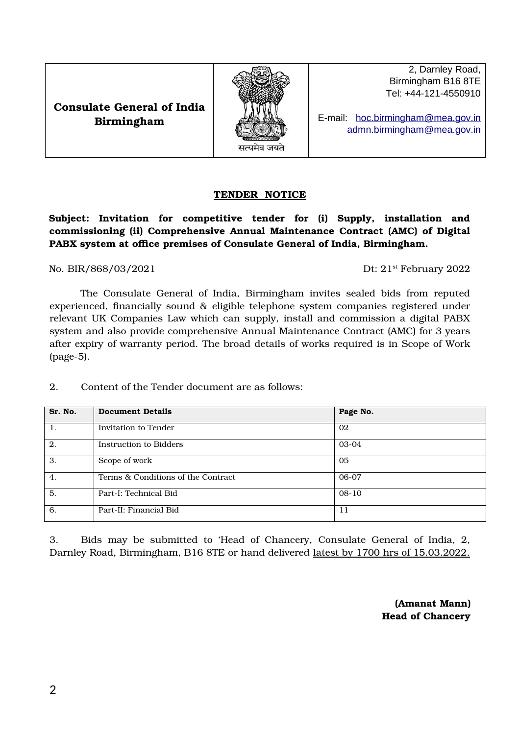| Consulate General of India Birmingham | सत्यमेव जयते | 2, Darnley Road, Birmingham B16 8TE Tel: +44-121-4550910 E-mail: hoc.birmingham@mea.gov.in admn.birmingham@mea.gov.in |
|---|---|---|

## TENDER NOTICE

**Subject: Invitation for competitive tender for (i) Supply, installation and commissioning (ii) Comprehensive Annual Maintenance Contract (AMC) of Digital PABX system at office premises of Consulate General of India, Birmingham.**

No. BIR/868/03/2021 Dt: 21st February 2022

The Consulate General of India, Birmingham invites sealed bids from reputed experienced, financially sound & eligible telephone system companies registered under relevant UK Companies Law which can supply, install and commission a digital PABX system and also provide comprehensive Annual Maintenance Contract (AMC) for 3 years after expiry of warranty period. The broad details of works required is in Scope of Work (page-5).

2. Content of the Tender document are as follows:

| Sr. No. | Document Details | Page No. |
|---|---|---|
| 1. | Invitation to Tender | 02 |
| 2. | Instruction to Bidders | 03-04 |
| 3. | Scope of work | 05 |
| 4. | Terms & Conditions of the Contract | 06-07 |
| 5. | Part-I: Technical Bid | 08-10 |
| 6. | Part-II: Financial Bid | 11 |

3. Bids may be submitted to 'Head of Chancery, Consulate General of India, 2, Darnley Road, Birmingham, B16 8TE or hand delivered latest by 1700 hrs of 15.03.2022.

**(Amanat Mann)**
**Head of Chancery**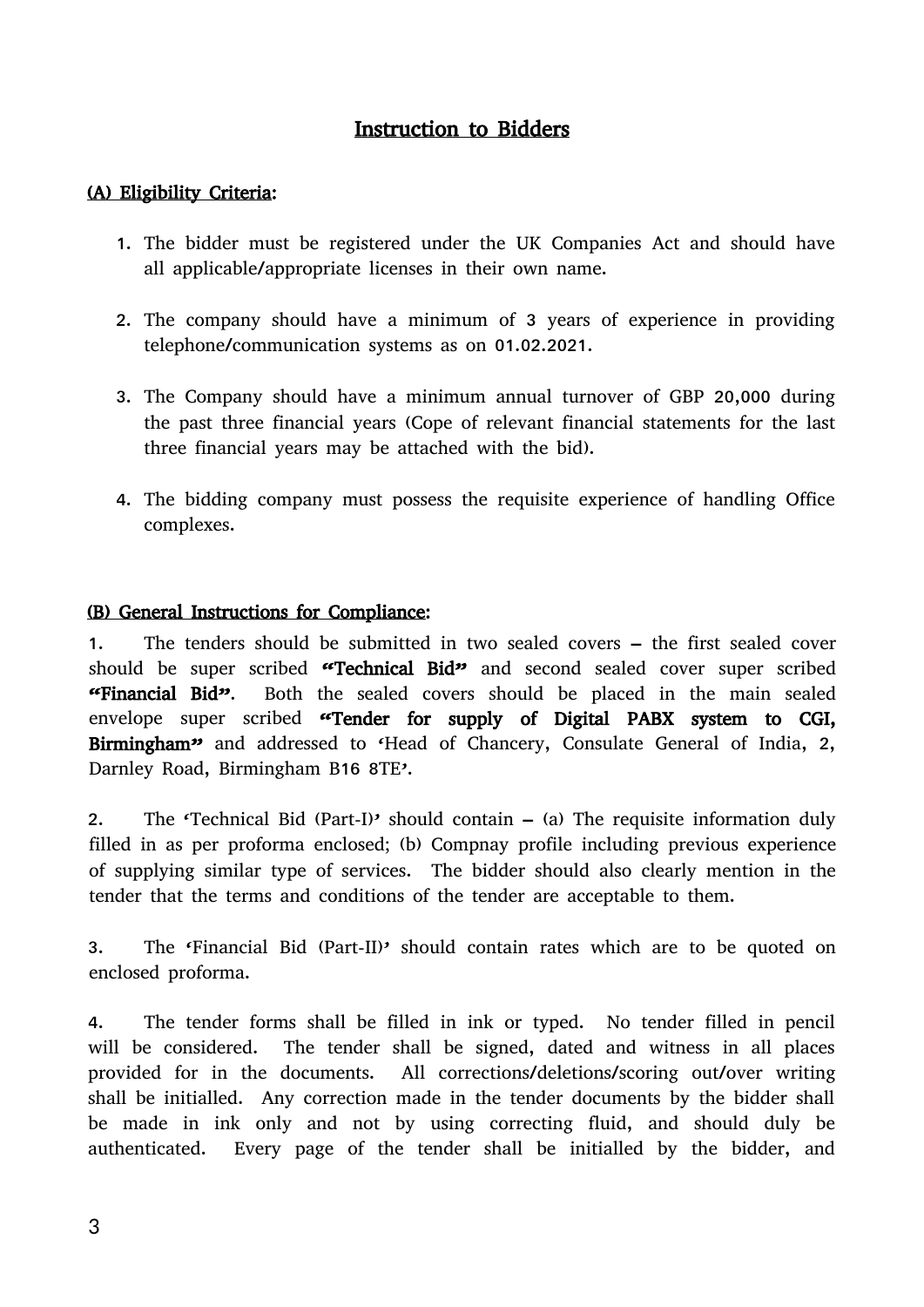## Instruction to Bidders

### (A) Eligibility Criteria:

1. The bidder must be registered under the UK Companies Act and should have all applicable/appropriate licenses in their own name.

2. The company should have a minimum of 3 years of experience in providing telephone/communication systems as on 01.02.2021.

3. The Company should have a minimum annual turnover of GBP 20,000 during the past three financial years (Cope of relevant financial statements for the last three financial years may be attached with the bid).

4. The bidding company must possess the requisite experience of handling Office complexes.

### (B) General Instructions for Compliance:

1. The tenders should be submitted in two sealed covers – the first sealed cover should be super scribed **"Technical Bid"** and second sealed cover super scribed **"Financial Bid"**. Both the sealed covers should be placed in the main sealed envelope super scribed **"Tender for supply of Digital PABX system to CGI, Birmingham"** and addressed to 'Head of Chancery, Consulate General of India, 2, Darnley Road, Birmingham B16 8TE'.

2. The 'Technical Bid (Part-I)' should contain – (a) The requisite information duly filled in as per proforma enclosed; (b) Compnay profile including previous experience of supplying similar type of services. The bidder should also clearly mention in the tender that the terms and conditions of the tender are acceptable to them.

3. The 'Financial Bid (Part-II)' should contain rates which are to be quoted on enclosed proforma.

4. The tender forms shall be filled in ink or typed. No tender filled in pencil will be considered. The tender shall be signed, dated and witness in all places provided for in the documents. All corrections/deletions/scoring out/over writing shall be initialled. Any correction made in the tender documents by the bidder shall be made in ink only and not by using correcting fluid, and should duly be authenticated. Every page of the tender shall be initialled by the bidder, and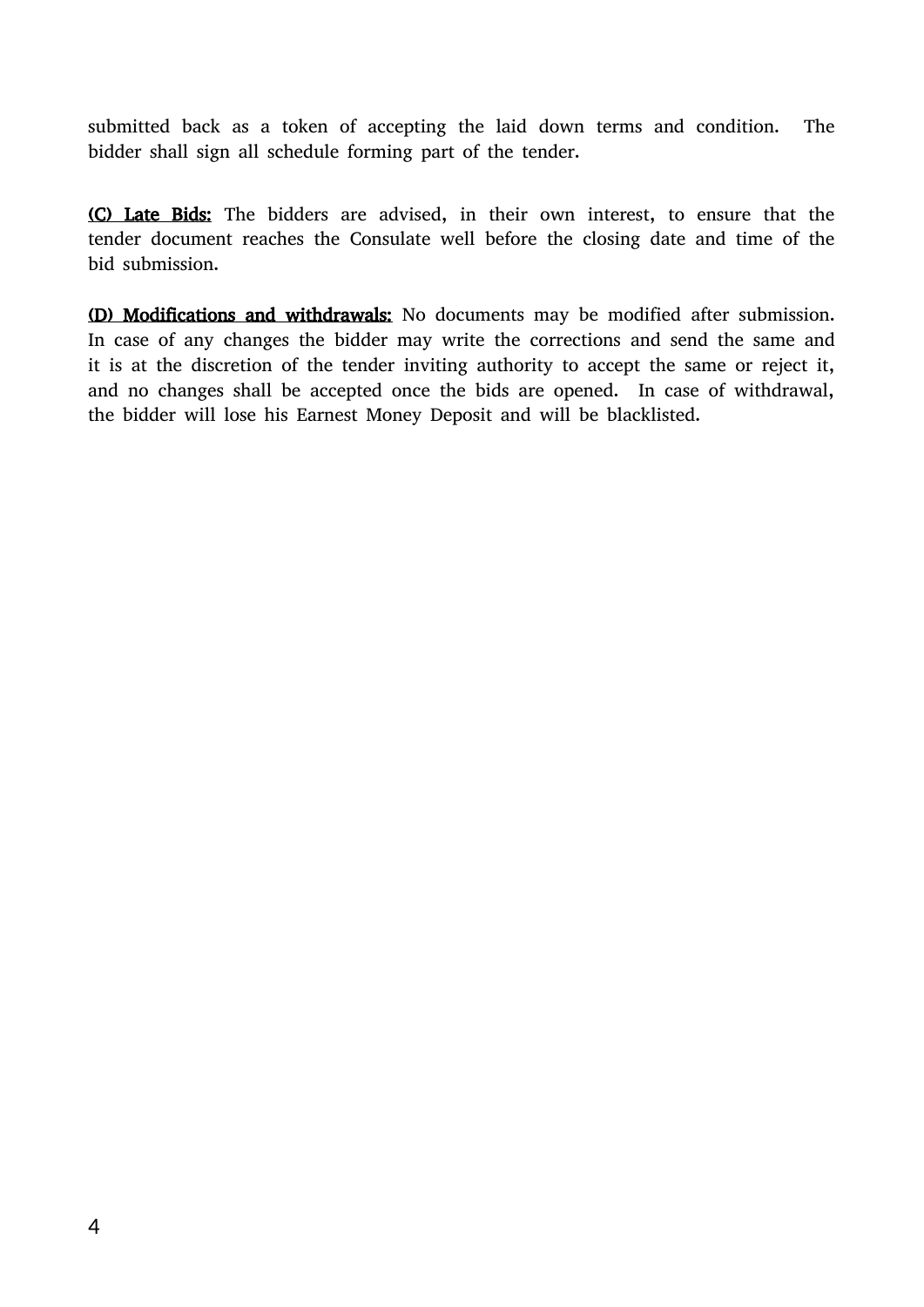submitted back as a token of accepting the laid down terms and condition. The bidder shall sign all schedule forming part of the tender.

**(C) Late Bids:** The bidders are advised, in their own interest, to ensure that the tender document reaches the Consulate well before the closing date and time of the bid submission.

**(D) Modifications and withdrawals:** No documents may be modified after submission. In case of any changes the bidder may write the corrections and send the same and it is at the discretion of the tender inviting authority to accept the same or reject it, and no changes shall be accepted once the bids are opened. In case of withdrawal, the bidder will lose his Earnest Money Deposit and will be blacklisted.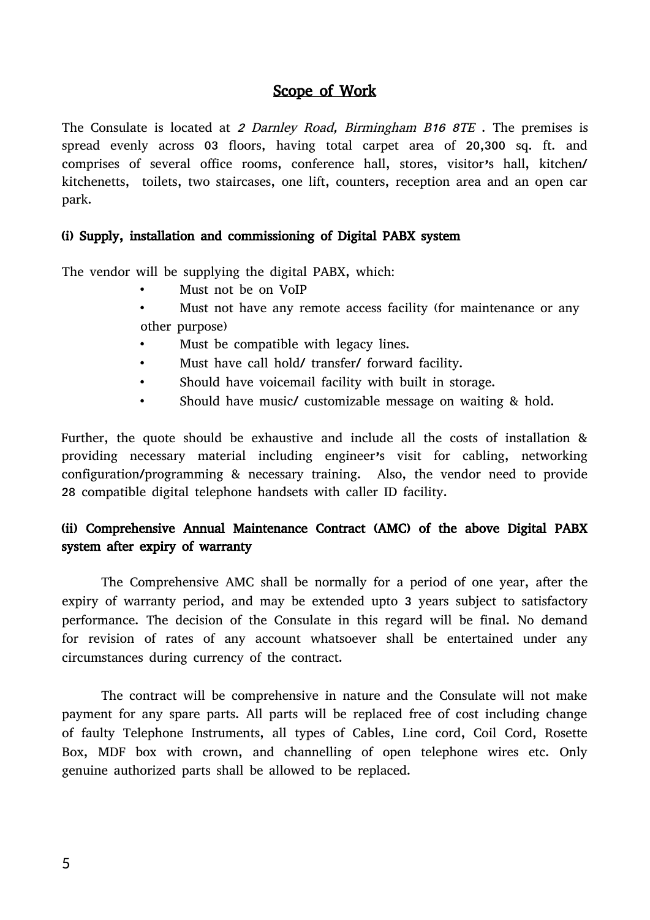## Scope of Work

The Consulate is located at *2 Darnley Road, Birmingham B16 8TE* . The premises is spread evenly across 03 floors, having total carpet area of 20,300 sq. ft. and comprises of several office rooms, conference hall, stores, visitor's hall, kitchen/ kitchenetts, toilets, two staircases, one lift, counters, reception area and an open car park.

### (i) Supply, installation and commissioning of Digital PABX system

The vendor will be supplying the digital PABX, which:

- Must not be on VoIP
- Must not have any remote access facility (for maintenance or any other purpose)
- Must be compatible with legacy lines.
- Must have call hold/ transfer/ forward facility.
- Should have voicemail facility with built in storage.
- Should have music/ customizable message on waiting & hold.

Further, the quote should be exhaustive and include all the costs of installation & providing necessary material including engineer's visit for cabling, networking configuration/programming & necessary training. Also, the vendor need to provide 28 compatible digital telephone handsets with caller ID facility.

### (ii) Comprehensive Annual Maintenance Contract (AMC) of the above Digital PABX system after expiry of warranty

The Comprehensive AMC shall be normally for a period of one year, after the expiry of warranty period, and may be extended upto 3 years subject to satisfactory performance. The decision of the Consulate in this regard will be final. No demand for revision of rates of any account whatsoever shall be entertained under any circumstances during currency of the contract.

The contract will be comprehensive in nature and the Consulate will not make payment for any spare parts. All parts will be replaced free of cost including change of faulty Telephone Instruments, all types of Cables, Line cord, Coil Cord, Rosette Box, MDF box with crown, and channelling of open telephone wires etc. Only genuine authorized parts shall be allowed to be replaced.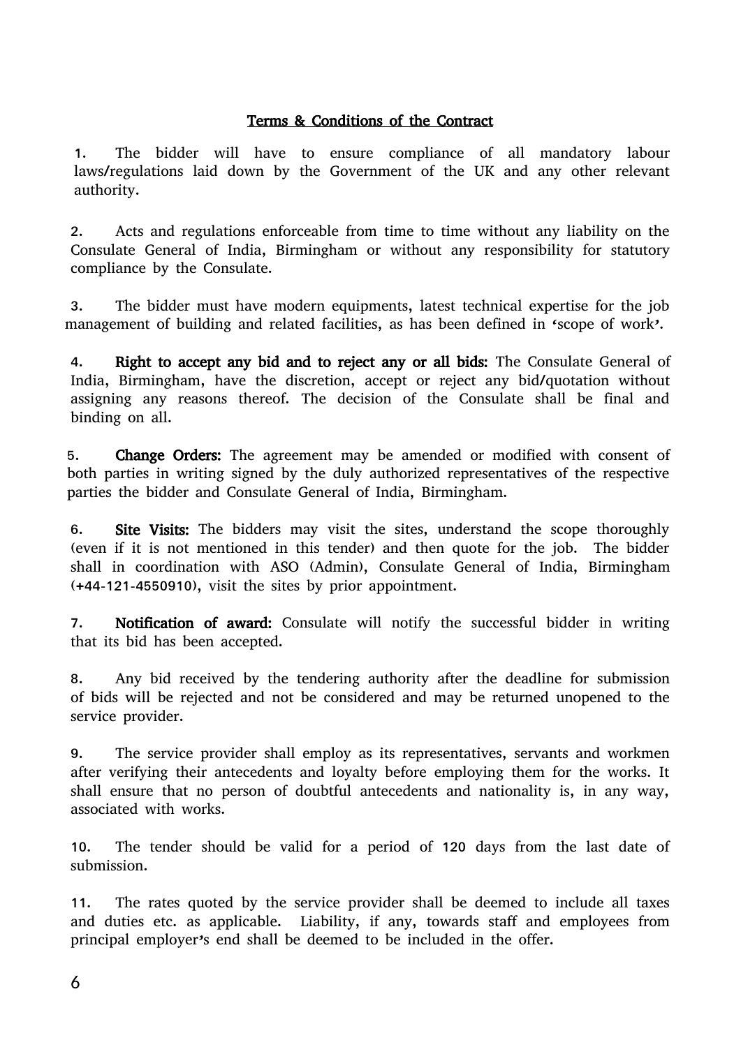<u>**Terms & Conditions of the Contract**</u>

1. The bidder will have to ensure compliance of all mandatory labour laws/regulations laid down by the Government of the UK and any other relevant authority.

2. Acts and regulations enforceable from time to time without any liability on the Consulate General of India, Birmingham or without any responsibility for statutory compliance by the Consulate.

3. The bidder must have modern equipments, latest technical expertise for the job management of building and related facilities, as has been defined in 'scope of work'.

4. **Right to accept any bid and to reject any or all bids:** The Consulate General of India, Birmingham, have the discretion, accept or reject any bid/quotation without assigning any reasons thereof. The decision of the Consulate shall be final and binding on all.

5. **Change Orders:** The agreement may be amended or modified with consent of both parties in writing signed by the duly authorized representatives of the respective parties the bidder and Consulate General of India, Birmingham.

6. **Site Visits:** The bidders may visit the sites, understand the scope thoroughly (even if it is not mentioned in this tender) and then quote for the job. The bidder shall in coordination with ASO (Admin), Consulate General of India, Birmingham (+44-121-4550910), visit the sites by prior appointment.

7. **Notification of award:** Consulate will notify the successful bidder in writing that its bid has been accepted.

8. Any bid received by the tendering authority after the deadline for submission of bids will be rejected and not be considered and may be returned unopened to the service provider.

9. The service provider shall employ as its representatives, servants and workmen after verifying their antecedents and loyalty before employing them for the works. It shall ensure that no person of doubtful antecedents and nationality is, in any way, associated with works.

10. The tender should be valid for a period of 120 days from the last date of submission.

11. The rates quoted by the service provider shall be deemed to include all taxes and duties etc. as applicable. Liability, if any, towards staff and employees from principal employer's end shall be deemed to be included in the offer.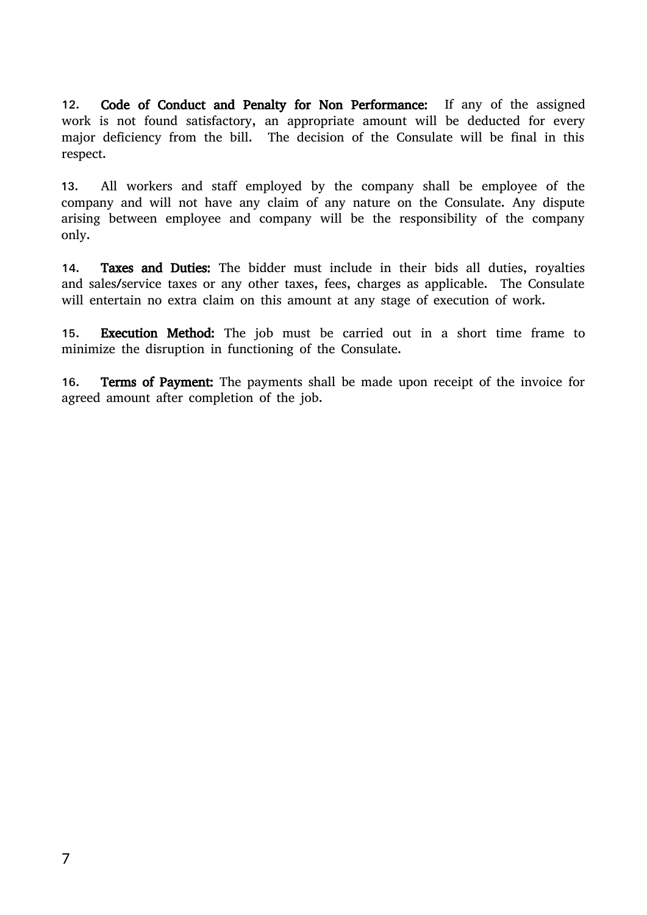12. **Code of Conduct and Penalty for Non Performance:** If any of the assigned work is not found satisfactory, an appropriate amount will be deducted for every major deficiency from the bill. The decision of the Consulate will be final in this respect.

13. All workers and staff employed by the company shall be employee of the company and will not have any claim of any nature on the Consulate. Any dispute arising between employee and company will be the responsibility of the company only.

14. **Taxes and Duties:** The bidder must include in their bids all duties, royalties and sales/service taxes or any other taxes, fees, charges as applicable. The Consulate will entertain no extra claim on this amount at any stage of execution of work.

15. **Execution Method:** The job must be carried out in a short time frame to minimize the disruption in functioning of the Consulate.

16. **Terms of Payment:** The payments shall be made upon receipt of the invoice for agreed amount after completion of the job.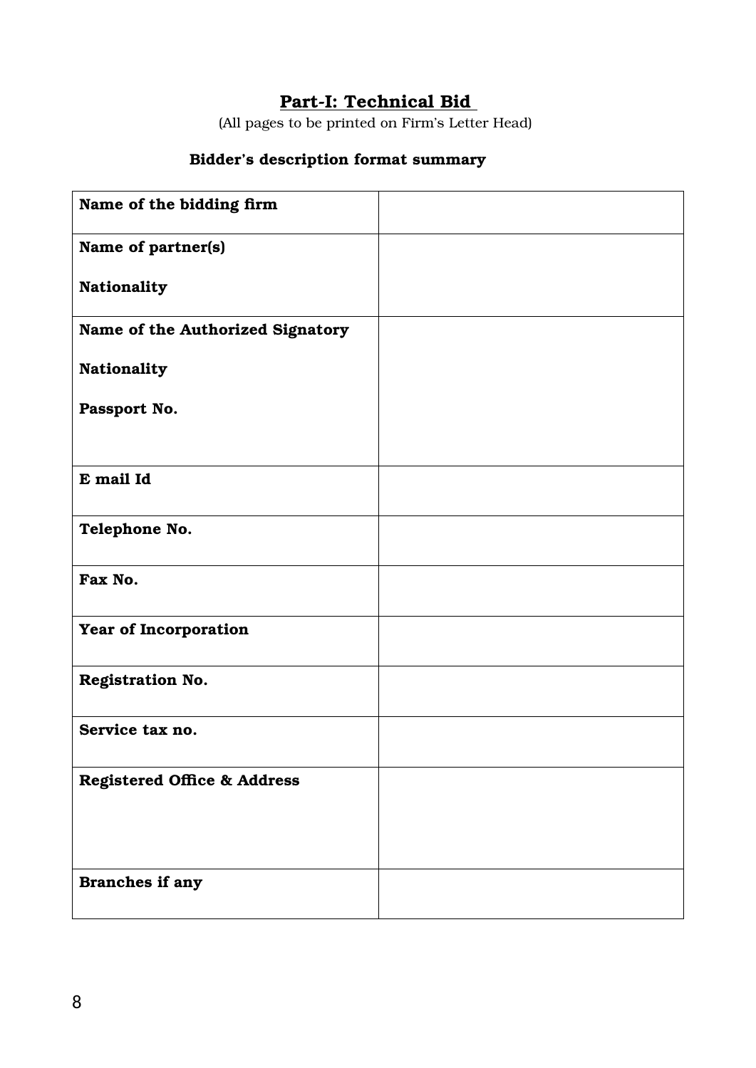## Part-I: Technical Bid

(All pages to be printed on Firm's Letter Head)

**Bidder's description format summary**

| | |
|---|---|
| **Name of the bidding firm** | |
| **Name of partner(s)**<br><br>**Nationality** | |
| **Name of the Authorized Signatory**<br><br>**Nationality**<br><br>**Passport No.** | |
| **E mail Id** | |
| **Telephone No.** | |
| **Fax No.** | |
| **Year of Incorporation** | |
| **Registration No.** | |
| **Service tax no.** | |
| **Registered Office & Address** | |
| **Branches if any** | |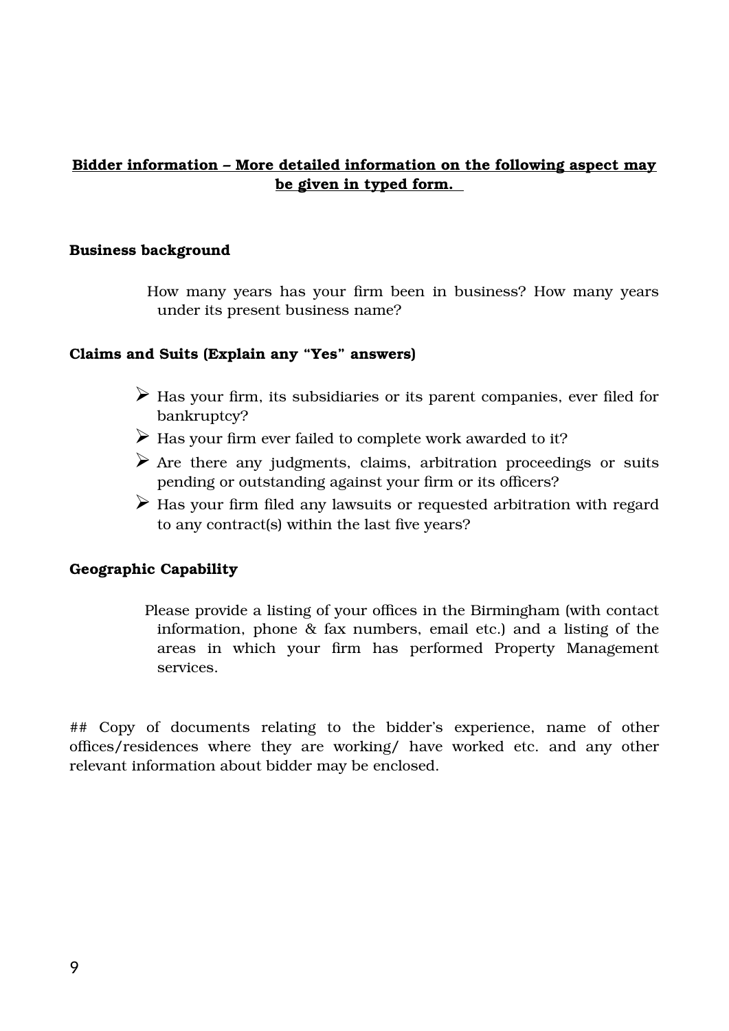**<u>Bidder information – More detailed information on the following aspect may be given in typed form.</u>**

**Business background**

How many years has your firm been in business? How many years under its present business name?

**Claims and Suits (Explain any "Yes" answers)**

- Has your firm, its subsidiaries or its parent companies, ever filed for bankruptcy?
- Has your firm ever failed to complete work awarded to it?
- Are there any judgments, claims, arbitration proceedings or suits pending or outstanding against your firm or its officers?
- Has your firm filed any lawsuits or requested arbitration with regard to any contract(s) within the last five years?

**Geographic Capability**

Please provide a listing of your offices in the Birmingham (with contact information, phone & fax numbers, email etc.) and a listing of the areas in which your firm has performed Property Management services.

## Copy of documents relating to the bidder's experience, name of other offices/residences where they are working/ have worked etc. and any other relevant information about bidder may be enclosed.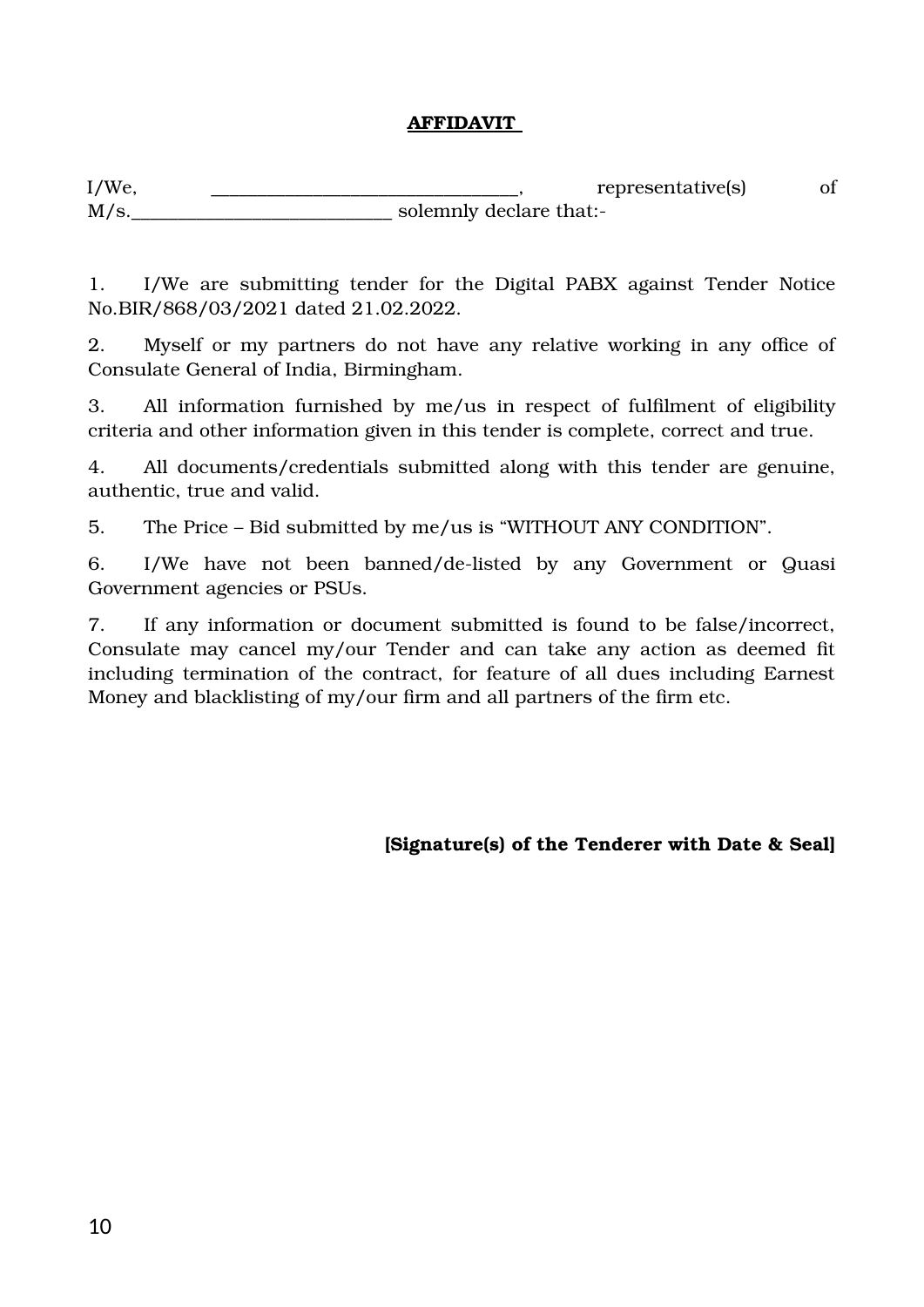**AFFIDAVIT**

I/We, _______________________________, representative(s) of M/s.___________________________ solemnly declare that:-

1. I/We are submitting tender for the Digital PABX against Tender Notice No.BIR/868/03/2021 dated 21.02.2022.

2. Myself or my partners do not have any relative working in any office of Consulate General of India, Birmingham.

3. All information furnished by me/us in respect of fulfilment of eligibility criteria and other information given in this tender is complete, correct and true.

4. All documents/credentials submitted along with this tender are genuine, authentic, true and valid.

5. The Price – Bid submitted by me/us is "WITHOUT ANY CONDITION".

6. I/We have not been banned/de-listed by any Government or Quasi Government agencies or PSUs.

7. If any information or document submitted is found to be false/incorrect, Consulate may cancel my/our Tender and can take any action as deemed fit including termination of the contract, for feature of all dues including Earnest Money and blacklisting of my/our firm and all partners of the firm etc.

**[Signature(s) of the Tenderer with Date & Seal]**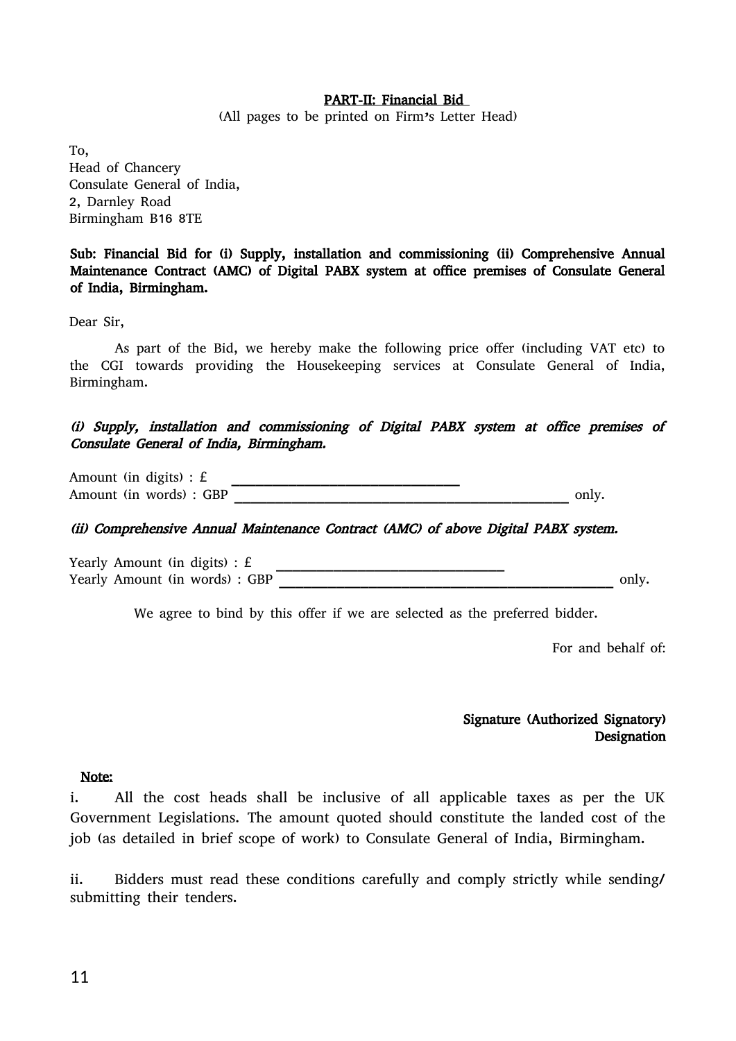**PART-II: Financial Bid**

(All pages to be printed on Firm's Letter Head)

To,
Head of Chancery
Consulate General of India,
2, Darnley Road
Birmingham B16 8TE

**Sub: Financial Bid for (i) Supply, installation and commissioning (ii) Comprehensive Annual Maintenance Contract (AMC) of Digital PABX system at office premises of Consulate General of India, Birmingham.**

Dear Sir,

As part of the Bid, we hereby make the following price offer (including VAT etc) to the CGI towards providing the Housekeeping services at Consulate General of India, Birmingham.

***(i) Supply, installation and commissioning of Digital PABX system at office premises of Consulate General of India, Birmingham.***

Amount (in digits) : £ ______________________________

Amount (in words) : GBP _____________________________________________ only.

***(ii) Comprehensive Annual Maintenance Contract (AMC) of above Digital PABX system.***

Yearly Amount (in digits) : £ ______________________________

Yearly Amount (in words) : GBP _____________________________________________ only.

We agree to bind by this offer if we are selected as the preferred bidder.

For and behalf of:

**Signature (Authorized Signatory)**
**Designation**

**Note:**

i. All the cost heads shall be inclusive of all applicable taxes as per the UK Government Legislations. The amount quoted should constitute the landed cost of the job (as detailed in brief scope of work) to Consulate General of India, Birmingham.

ii. Bidders must read these conditions carefully and comply strictly while sending/ submitting their tenders.